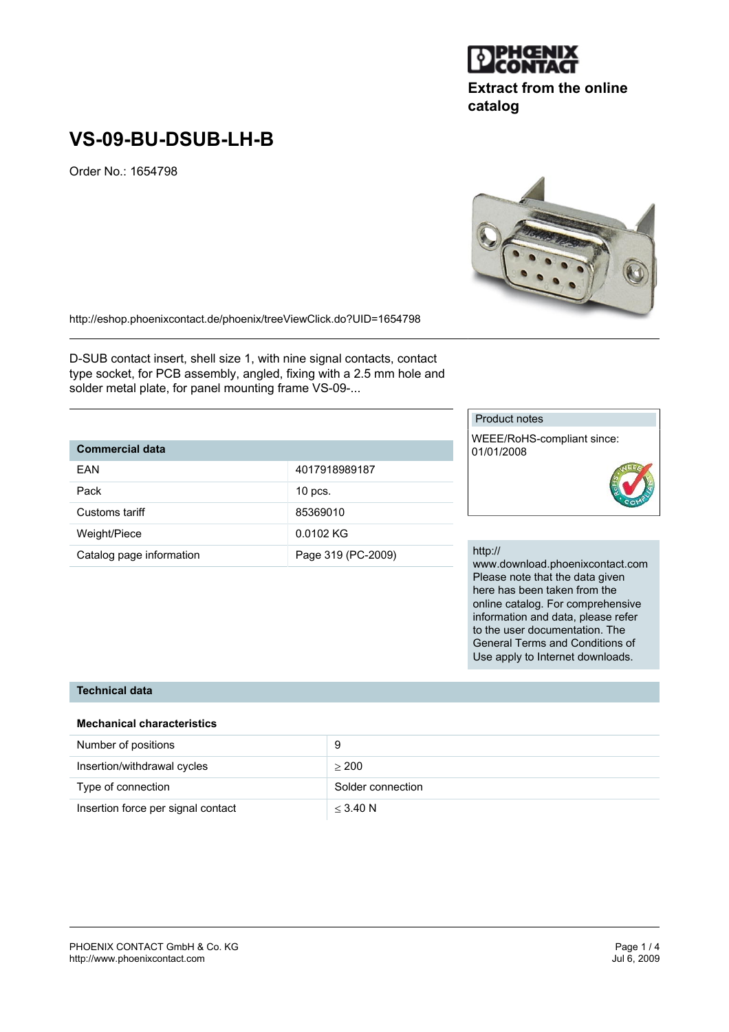Extract from the online catalog

# VS-09-BU-DSUB-LH-B

Order No.: 1654798

http://eshop.phoenixcontact.de/phoenix/treeViewClick.do?UID=1654798

D-SUB contact insert, shell size 1, with nine signal contacts, contact type socket, for PCB assembly, angled, fixing with a 2.5 mm hole and solder metal plate, for panel mounting frame VS-09-...

| Commercial data | |
|---|---|
| EAN | 4017918989187 |
| Pack | 10 pcs. |
| Customs tariff | 85369010 |
| Weight/Piece | 0.0102 KG |
| Catalog page information | Page 319 (PC-2009) |

Product notes

WEEE/RoHS-compliant since: 01/01/2008

http://www.download.phoenixcontact.com
Please note that the data given here has been taken from the online catalog. For comprehensive information and data, please refer to the user documentation. The General Terms and Conditions of Use apply to Internet downloads.

## Technical data

### Mechanical characteristics

| | |
|---|---|
| Number of positions | 9 |
| Insertion/withdrawal cycles | ≥ 200 |
| Type of connection | Solder connection |
| Insertion force per signal contact | ≤ 3.40 N |

PHOENIX CONTACT GmbH & Co. KG
http://www.phoenixcontact.com

Jul 6, 2009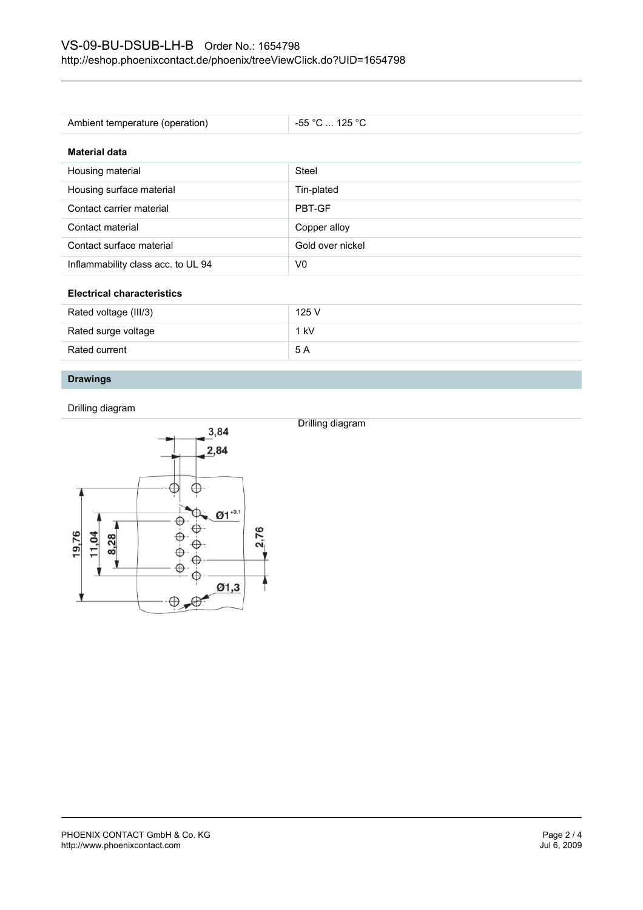| | |
|---|---|
| Ambient temperature (operation) | -55 °C ... 125 °C |

**Material data**

| | |
|---|---|
| Housing material | Steel |
| Housing surface material | Tin-plated |
| Contact carrier material | PBT-GF |
| Contact material | Copper alloy |
| Contact surface material | Gold over nickel |
| Inflammability class acc. to UL 94 | V0 |

**Electrical characteristics**

| | |
|---|---|
| Rated voltage (III/3) | 125 V |
| Rated surge voltage | 1 kV |
| Rated current | 5 A |

## Drawings

Drilling diagram

Drilling diagram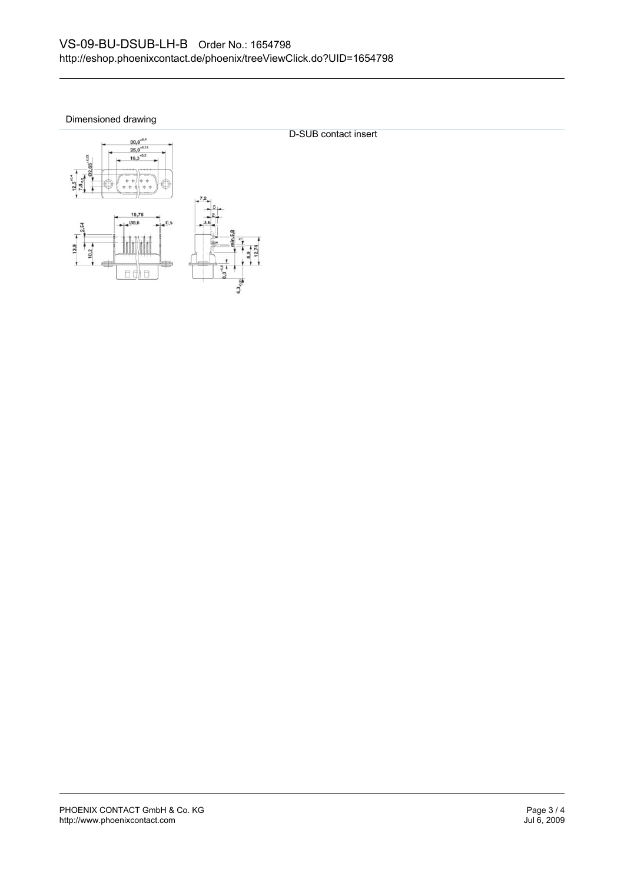## Dimensioned drawing

D-SUB contact insert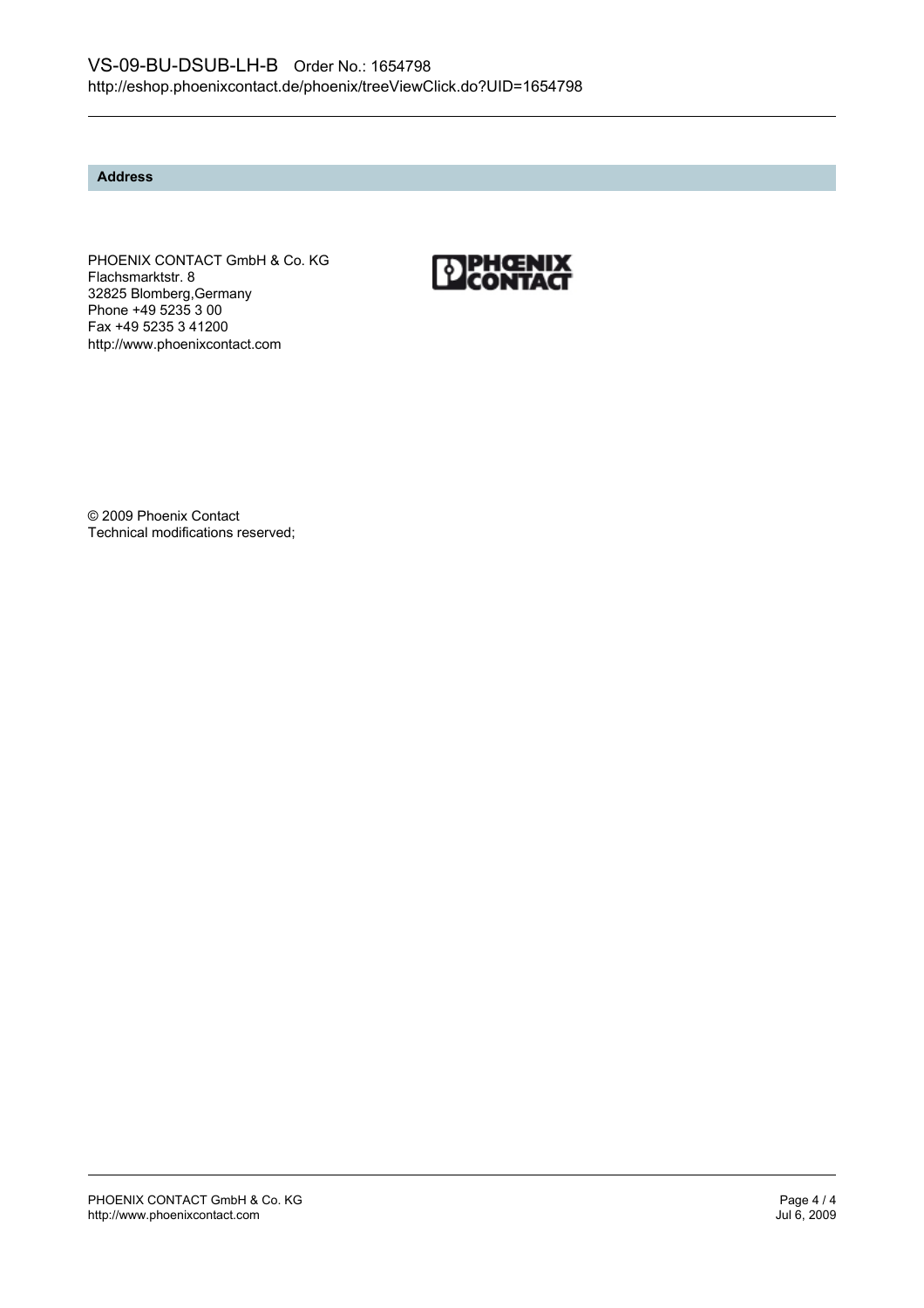## Address

PHOENIX CONTACT GmbH & Co. KG
Flachsmarktstr. 8
32825 Blomberg,Germany
Phone +49 5235 3 00
Fax +49 5235 3 41200
http://www.phoenixcontact.com

© 2009 Phoenix Contact
Technical modifications reserved;